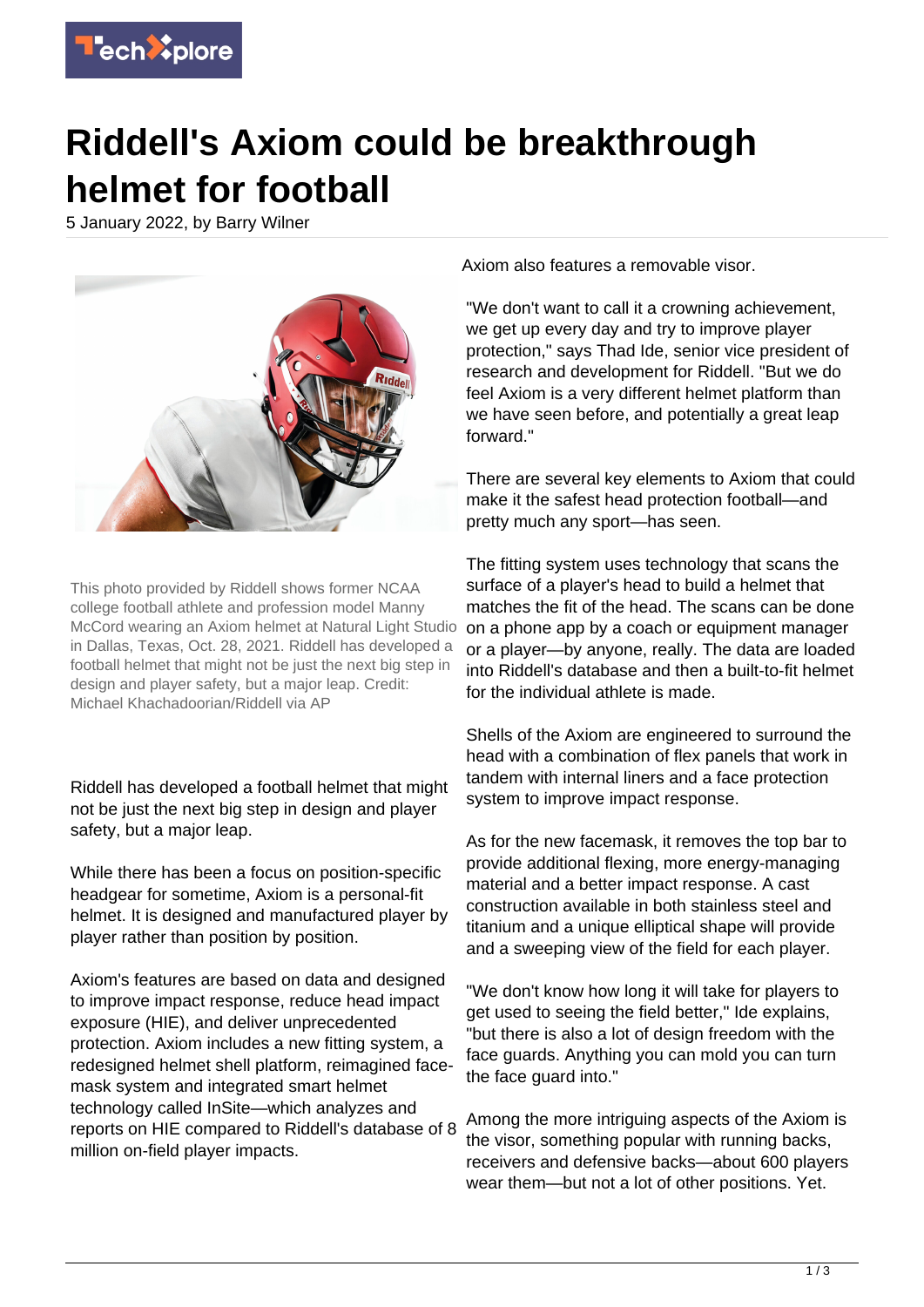# Riddell's Axiom could be breakthrough helmet for football

5 January 2022, by Barry Wilner

This photo provided by Riddell shows former NCAA college football athlete and profession model Manny McCord wearing an Axiom helmet at Natural Light Studio in Dallas, Texas, Oct. 28, 2021. Riddell has developed a football helmet that might not be just the next big step in design and player safety, but a major leap. Credit: Michael Khachadoorian/Riddell via AP

Riddell has developed a football helmet that might not be just the next big step in design and player safety, but a major leap.

While there has been a focus on position-specific headgear for sometime, Axiom is a personal-fit helmet. It is designed and manufactured player by player rather than position by position.

Axiom's features are based on data and designed to improve impact response, reduce head impact exposure (HIE), and deliver unprecedented protection. Axiom includes a new fitting system, a redesigned helmet shell platform, reimagined face-mask system and integrated smart helmet technology called InSite—which analyzes and reports on HIE compared to Riddell's database of 8 million on-field player impacts.

Axiom also features a removable visor.

"We don't want to call it a crowning achievement, we get up every day and try to improve player protection," says Thad Ide, senior vice president of research and development for Riddell. "But we do feel Axiom is a very different helmet platform than we have seen before, and potentially a great leap forward."

There are several key elements to Axiom that could make it the safest head protection football—and pretty much any sport—has seen.

The fitting system uses technology that scans the surface of a player's head to build a helmet that matches the fit of the head. The scans can be done on a phone app by a coach or equipment manager or a player—by anyone, really. The data are loaded into Riddell's database and then a built-to-fit helmet for the individual athlete is made.

Shells of the Axiom are engineered to surround the head with a combination of flex panels that work in tandem with internal liners and a face protection system to improve impact response.

As for the new facemask, it removes the top bar to provide additional flexing, more energy-managing material and a better impact response. A cast construction available in both stainless steel and titanium and a unique elliptical shape will provide and a sweeping view of the field for each player.

"We don't know how long it will take for players to get used to seeing the field better," Ide explains, "but there is also a lot of design freedom with the face guards. Anything you can mold you can turn the face guard into."

Among the more intriguing aspects of the Axiom is the visor, something popular with running backs, receivers and defensive backs—about 600 players wear them—but not a lot of other positions. Yet.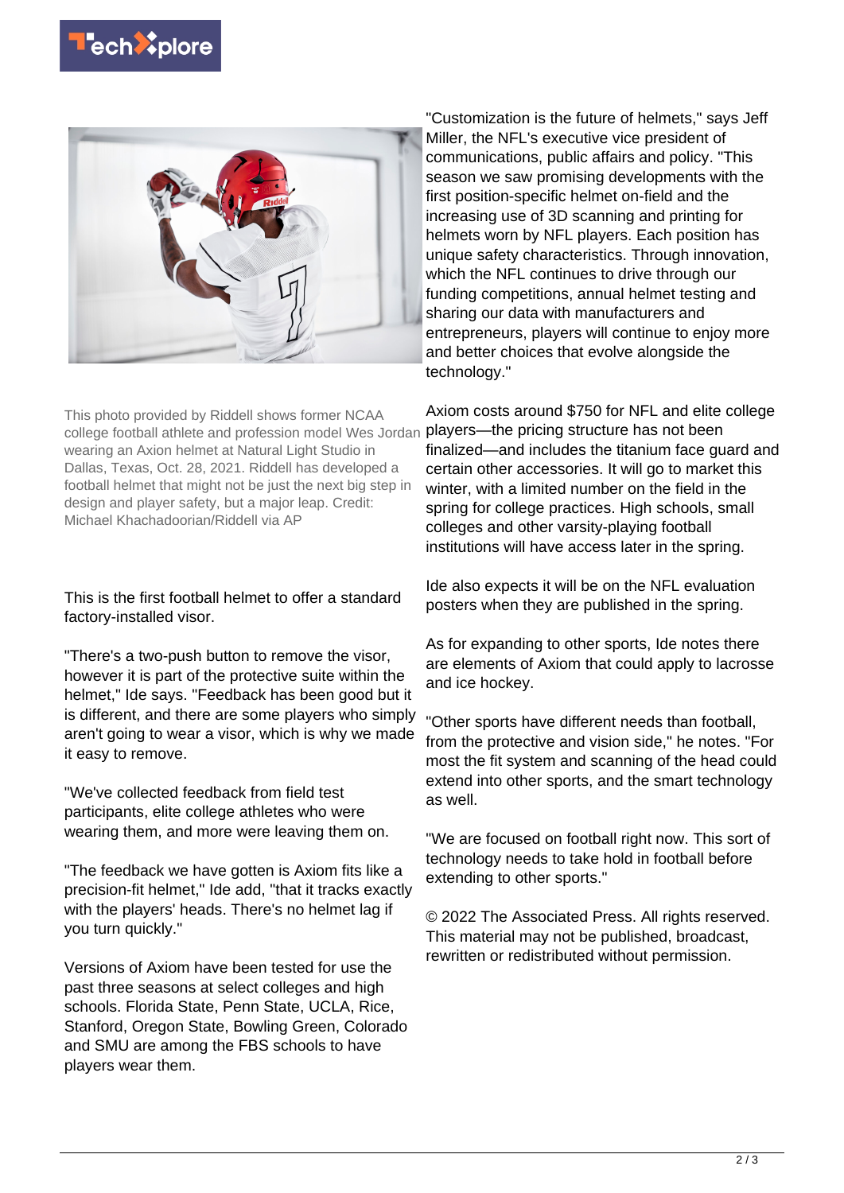This photo provided by Riddell shows former NCAA college football athlete and profession model Wes Jordan wearing an Axion helmet at Natural Light Studio in Dallas, Texas, Oct. 28, 2021. Riddell has developed a football helmet that might not be just the next big step in design and player safety, but a major leap. Credit: Michael Khachadoorian/Riddell via AP

This is the first football helmet to offer a standard factory-installed visor.

"There's a two-push button to remove the visor, however it is part of the protective suite within the helmet," Ide says. "Feedback has been good but it is different, and there are some players who simply aren't going to wear a visor, which is why we made it easy to remove.

"We've collected feedback from field test participants, elite college athletes who were wearing them, and more were leaving them on.

"The feedback we have gotten is Axiom fits like a precision-fit helmet," Ide add, "that it tracks exactly with the players' heads. There's no helmet lag if you turn quickly."

Versions of Axiom have been tested for use the past three seasons at select colleges and high schools. Florida State, Penn State, UCLA, Rice, Stanford, Oregon State, Bowling Green, Colorado and SMU are among the FBS schools to have players wear them.

"Customization is the future of helmets," says Jeff Miller, the NFL's executive vice president of communications, public affairs and policy. "This season we saw promising developments with the first position-specific helmet on-field and the increasing use of 3D scanning and printing for helmets worn by NFL players. Each position has unique safety characteristics. Through innovation, which the NFL continues to drive through our funding competitions, annual helmet testing and sharing our data with manufacturers and entrepreneurs, players will continue to enjoy more and better choices that evolve alongside the technology."

Axiom costs around $750 for NFL and elite college players—the pricing structure has not been finalized—and includes the titanium face guard and certain other accessories. It will go to market this winter, with a limited number on the field in the spring for college practices. High schools, small colleges and other varsity-playing football institutions will have access later in the spring.

Ide also expects it will be on the NFL evaluation posters when they are published in the spring.

As for expanding to other sports, Ide notes there are elements of Axiom that could apply to lacrosse and ice hockey.

"Other sports have different needs than football, from the protective and vision side," he notes. "For most the fit system and scanning of the head could extend into other sports, and the smart technology as well.

"We are focused on football right now. This sort of technology needs to take hold in football before extending to other sports."

© 2022 The Associated Press. All rights reserved. This material may not be published, broadcast, rewritten or redistributed without permission.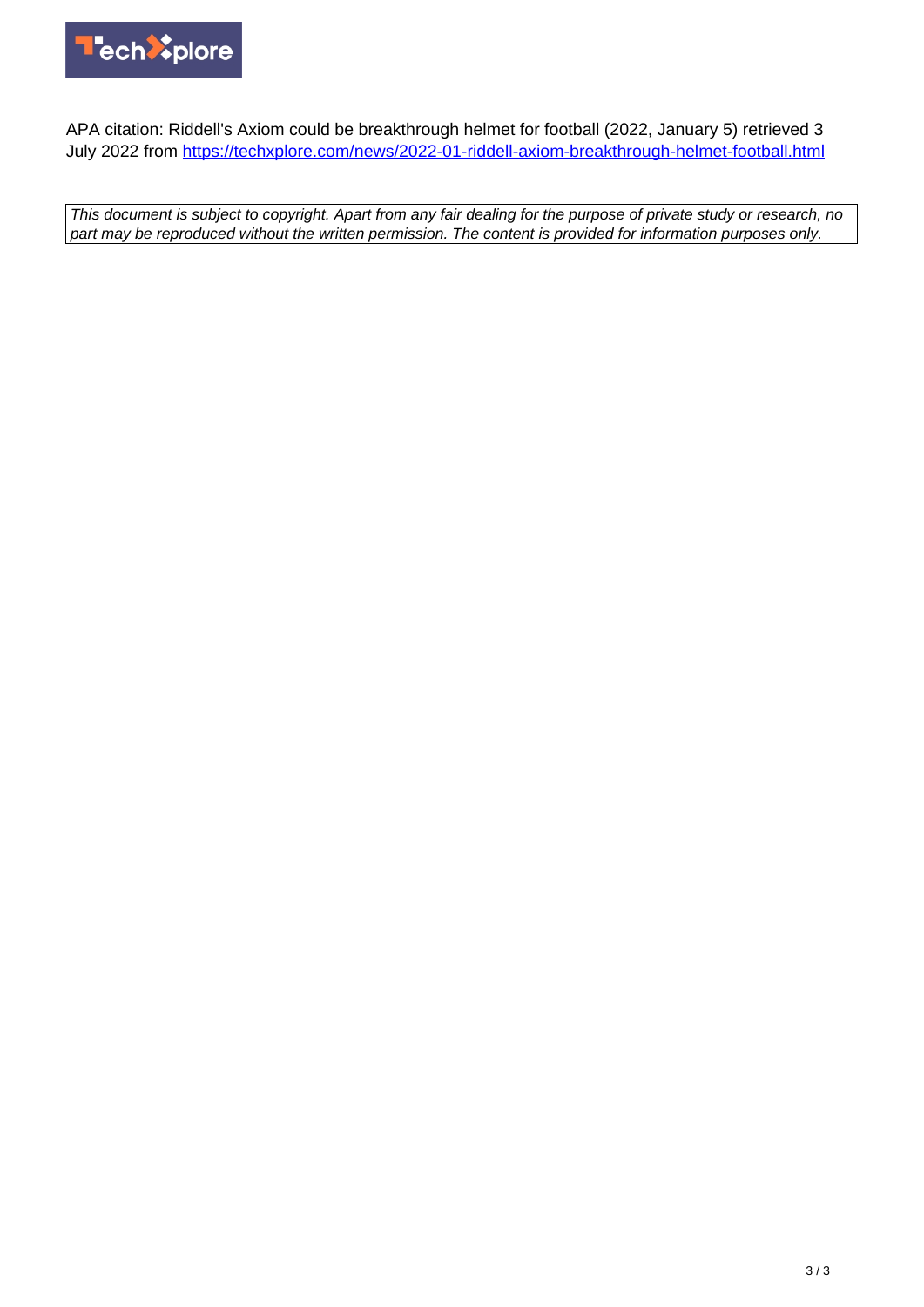APA citation: Riddell's Axiom could be breakthrough helmet for football (2022, January 5) retrieved 3 July 2022 from https://techxplore.com/news/2022-01-riddell-axiom-breakthrough-helmet-football.html

*This document is subject to copyright. Apart from any fair dealing for the purpose of private study or research, no part may be reproduced without the written permission. The content is provided for information purposes only.*